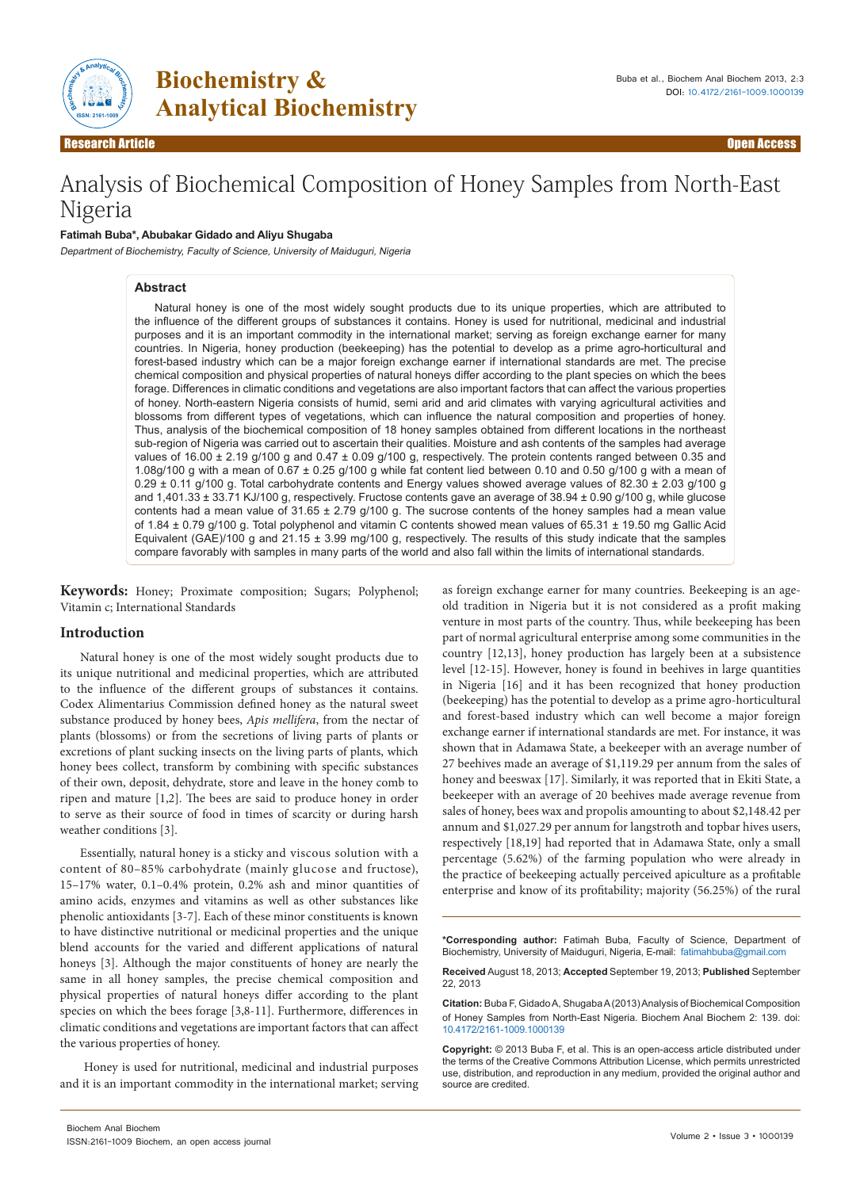Research Article — Open Access

# Analysis of Biochemical Composition of Honey Samples from North-East Nigeria

**Fatimah Buba*, Abubakar Gidado and Aliyu Shugaba**

*Department of Biochemistry, Faculty of Science, University of Maiduguri, Nigeria*

## Abstract

Natural honey is one of the most widely sought products due to its unique properties, which are attributed to the influence of the different groups of substances it contains. Honey is used for nutritional, medicinal and industrial purposes and it is an important commodity in the international market; serving as foreign exchange earner for many countries. In Nigeria, honey production (beekeeping) has the potential to develop as a prime agro-horticultural and forest-based industry which can be a major foreign exchange earner if international standards are met. The precise chemical composition and physical properties of natural honeys differ according to the plant species on which the bees forage. Differences in climatic conditions and vegetations are also important factors that can affect the various properties of honey. North-eastern Nigeria consists of humid, semi arid and arid climates with varying agricultural activities and blossoms from different types of vegetations, which can influence the natural composition and properties of honey. Thus, analysis of the biochemical composition of 18 honey samples obtained from different locations in the northeast sub-region of Nigeria was carried out to ascertain their qualities. Moisture and ash contents of the samples had average values of 16.00 ± 2.19 g/100 g and 0.47 ± 0.09 g/100 g, respectively. The protein contents ranged between 0.35 and 1.08g/100 g with a mean of 0.67 ± 0.25 g/100 g while fat content lied between 0.10 and 0.50 g/100 g with a mean of 0.29 ± 0.11 g/100 g. Total carbohydrate contents and Energy values showed average values of 82.30 ± 2.03 g/100 g and 1,401.33 ± 33.71 KJ/100 g, respectively. Fructose contents gave an average of 38.94 ± 0.90 g/100 g, while glucose contents had a mean value of 31.65 ± 2.79 g/100 g. The sucrose contents of the honey samples had a mean value of 1.84 ± 0.79 g/100 g. Total polyphenol and vitamin C contents showed mean values of 65.31 ± 19.50 mg Gallic Acid Equivalent (GAE)/100 g and 21.15 ± 3.99 mg/100 g, respectively. The results of this study indicate that the samples compare favorably with samples in many parts of the world and also fall within the limits of international standards.

**Keywords:** Honey; Proximate composition; Sugars; Polyphenol; Vitamin c; International Standards

## Introduction

Natural honey is one of the most widely sought products due to its unique nutritional and medicinal properties, which are attributed to the influence of the different groups of substances it contains. Codex Alimentarius Commission defined honey as the natural sweet substance produced by honey bees, *Apis mellifera*, from the nectar of plants (blossoms) or from the secretions of living parts of plants or excretions of plant sucking insects on the living parts of plants, which honey bees collect, transform by combining with specific substances of their own, deposit, dehydrate, store and leave in the honey comb to ripen and mature [1,2]. The bees are said to produce honey in order to serve as their source of food in times of scarcity or during harsh weather conditions [3].

Essentially, natural honey is a sticky and viscous solution with a content of 80–85% carbohydrate (mainly glucose and fructose), 15–17% water, 0.1–0.4% protein, 0.2% ash and minor quantities of amino acids, enzymes and vitamins as well as other substances like phenolic antioxidants [3-7]. Each of these minor constituents is known to have distinctive nutritional or medicinal properties and the unique blend accounts for the varied and different applications of natural honeys [3]. Although the major constituents of honey are nearly the same in all honey samples, the precise chemical composition and physical properties of natural honeys differ according to the plant species on which the bees forage [3,8-11]. Furthermore, differences in climatic conditions and vegetations are important factors that can affect the various properties of honey.

Honey is used for nutritional, medicinal and industrial purposes and it is an important commodity in the international market; serving as foreign exchange earner for many countries. Beekeeping is an age-old tradition in Nigeria but it is not considered as a profit making venture in most parts of the country. Thus, while beekeeping has been part of normal agricultural enterprise among some communities in the country [12,13], honey production has largely been at a subsistence level [12-15]. However, honey is found in beehives in large quantities in Nigeria [16] and it has been recognized that honey production (beekeeping) has the potential to develop as a prime agro-horticultural and forest-based industry which can well become a major foreign exchange earner if international standards are met. For instance, it was shown that in Adamawa State, a beekeeper with an average number of 27 beehives made an average of $1,119.29 per annum from the sales of honey and beeswax [17]. Similarly, it was reported that in Ekiti State, a beekeeper with an average of 20 beehives made average revenue from sales of honey, bees wax and propolis amounting to about $2,148.42 per annum and $1,027.29 per annum for langstroth and topbar hives users, respectively [18,19] had reported that in Adamawa State, only a small percentage (5.62%) of the farming population who were already in the practice of beekeeping actually perceived apiculture as a profitable enterprise and know of its profitability; majority (56.25%) of the rural

**\*Corresponding author:** Fatimah Buba, Faculty of Science, Department of Biochemistry, University of Maiduguri, Nigeria, E-mail: fatimahbuba@gmail.com

**Received** August 18, 2013; **Accepted** September 19, 2013; **Published** September 22, 2013

**Citation:** Buba F, Gidado A, Shugaba A (2013) Analysis of Biochemical Composition of Honey Samples from North-East Nigeria. Biochem Anal Biochem 2: 139. doi: 10.4172/2161-1009.1000139

**Copyright:** © 2013 Buba F, et al. This is an open-access article distributed under the terms of the Creative Commons Attribution License, which permits unrestricted use, distribution, and reproduction in any medium, provided the original author and source are credited.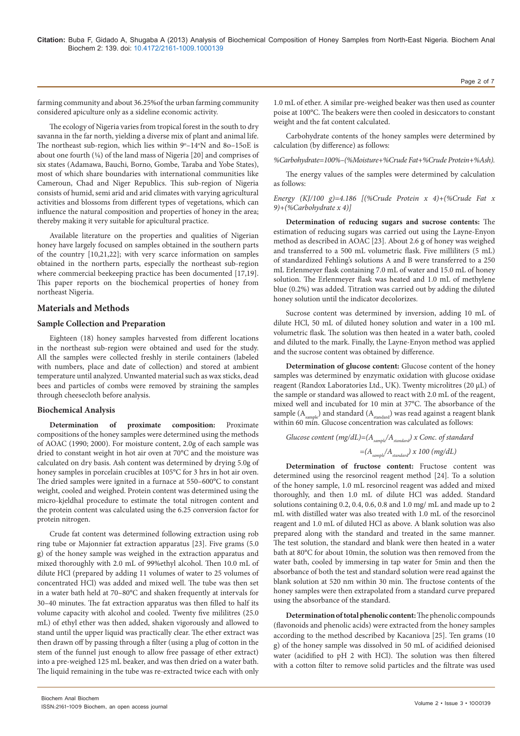farming community and about 36.25%of the urban farming community considered apiculture only as a sideline economic activity.

The ecology of Nigeria varies from tropical forest in the south to dry savanna in the far north, yielding a diverse mix of plant and animal life. The northeast sub-region, which lies within 9°–14°N and 8o–15oE is about one fourth (¼) of the land mass of Nigeria [20] and comprises of six states (Adamawa, Bauchi, Borno, Gombe, Taraba and Yobe States), most of which share boundaries with international communities like Cameroun, Chad and Niger Republics. This sub-region of Nigeria consists of humid, semi arid and arid climates with varying agricultural activities and blossoms from different types of vegetations, which can influence the natural composition and properties of honey in the area; thereby making it very suitable for apicultural practice.

Available literature on the properties and qualities of Nigerian honey have largely focused on samples obtained in the southern parts of the country [10,21,22]; with very scarce information on samples obtained in the northern parts, especially the northeast sub-region where commercial beekeeping practice has been documented [17,19]. This paper reports on the biochemical properties of honey from northeast Nigeria.

## Materials and Methods

### Sample Collection and Preparation

Eighteen (18) honey samples harvested from different locations in the northeast sub-region were obtained and used for the study. All the samples were collected freshly in sterile containers (labeled with numbers, place and date of collection) and stored at ambient temperature until analyzed. Unwanted material such as wax sticks, dead bees and particles of combs were removed by straining the samples through cheesecloth before analysis.

### Biochemical Analysis

**Determination of proximate composition:** Proximate compositions of the honey samples were determined using the methods of AOAC (1990; 2000). For moisture content, 2.0g of each sample was dried to constant weight in hot air oven at 70°C and the moisture was calculated on dry basis. Ash content was determined by drying 5.0g of honey samples in porcelain crucibles at 105°C for 3 hrs in hot air oven. The dried samples were ignited in a furnace at 550–600°C to constant weight, cooled and weighed. Protein content was determined using the micro-kjeldhal procedure to estimate the total nitrogen content and the protein content was calculated using the 6.25 conversion factor for protein nitrogen.

Crude fat content was determined following extraction using rob ring tube or Majonnier fat extraction apparatus [23]. Five grams (5.0 g) of the honey sample was weighed in the extraction apparatus and mixed thoroughly with 2.0 mL of 99%ethyl alcohol. Then 10.0 mL of dilute HCl (prepared by adding 11 volumes of water to 25 volumes of concentrated HCl) was added and mixed well. The tube was then set in a water bath held at 70–80°C and shaken frequently at intervals for 30–40 minutes. The fat extraction apparatus was then filled to half its volume capacity with alcohol and cooled. Twenty five mililitres (25.0 mL) of ethyl ether was then added, shaken vigorously and allowed to stand until the upper liquid was practically clear. The ether extract was then drawn off by passing through a filter (using a plug of cotton in the stem of the funnel just enough to allow free passage of ether extract) into a pre-weighed 125 mL beaker, and was then dried on a water bath. The liquid remaining in the tube was re-extracted twice each with only 1.0 mL of ether. A similar pre-weighed beaker was then used as counter poise at 100°C. The beakers were then cooled in desiccators to constant weight and the fat content calculated.

Carbohydrate contents of the honey samples were determined by calculation (by difference) as follows:

*%Carbohydrate=100%–(%Moisture+%Crude Fat+%Crude Protein+%Ash).*

The energy values of the samples were determined by calculation as follows:

*Energy (KJ/100 g)=4.186 [(%Crude Protein x 4)+(%Crude Fat x 9)+(%Carbohydrate x 4)]*

**Determination of reducing sugars and sucrose contents:** The estimation of reducing sugars was carried out using the Layne-Enyon method as described in AOAC [23]. About 2.6 g of honey was weighed and transferred to a 500 mL volumetric flask. Five milliliters (5 mL) of standardized Fehling's solutions A and B were transferred to a 250 mL Erlenmeyer flask containing 7.0 mL of water and 15.0 mL of honey solution. The Erlenmeyer flask was heated and 1.0 mL of methylene blue (0.2%) was added. Titration was carried out by adding the diluted honey solution until the indicator decolorizes.

Sucrose content was determined by inversion, adding 10 mL of dilute HCl, 50 mL of diluted honey solution and water in a 100 mL volumetric flask. The solution was then heated in a water bath, cooled and diluted to the mark. Finally, the Layne-Enyon method was applied and the sucrose content was obtained by difference.

**Determination of glucose content:** Glucose content of the honey samples was determined by enzymatic oxidation with glucose oxidase reagent (Randox Laboratories Ltd., UK). Twenty microlitres (20 µL) of the sample or standard was allowed to react with 2.0 mL of the reagent, mixed well and incubated for 10 min at 37°C. The absorbance of the sample ($A_{sample}$) and standard ($A_{standard}$) was read against a reagent blank within 60 min. Glucose concentration was calculated as follows:

$$\text{Glucose content (mg/dL)}=(A_{sample}/A_{standard}) \times \text{Conc. of standard}$$

$$=(A_{sample}/A_{standard}) \times 100 \text{ (mg/dL)}$$

**Determination of fructose content:** Fructose content was determined using the resorcinol reagent method [24]. To a solution of the honey samples, 1.0 mL resorcinol reagent was added and mixed thoroughly, and then 1.0 mL of dilute HCl was added. Standard solutions containing 0.2, 0.4, 0.6, 0.8 and 1.0 mg/ mL and made up to 2 mL with distilled water was also treated with 1.0 mL of the resorcinol reagent and 1.0 mL of diluted HCl as above. A blank solution was also prepared along with the standard and treated in the same manner. The test solution, the standard and blank were then heated in a water bath at 80°C for about 10min, the solution was then removed from the water bath, cooled by immersing in tap water for 5min and then the absorbance of both the test and standard solution were read against the blank solution at 520 nm within 30 min. The fructose contents of the honey samples were then extrapolated from a standard curve prepared using the absorbance of the standard.

**Determination of total phenolic content:** The phenolic compounds (flavonoids and phenolic acids) were extracted from the honey samples according to the method described by Kacaniova [25]. Ten grams (10 g) of the honey sample was dissolved in 50 mL of acidified deionised water (acidified to pH 2 with HCl). The solution was then filtered with a cotton filter to remove solid particles and the filtrate was used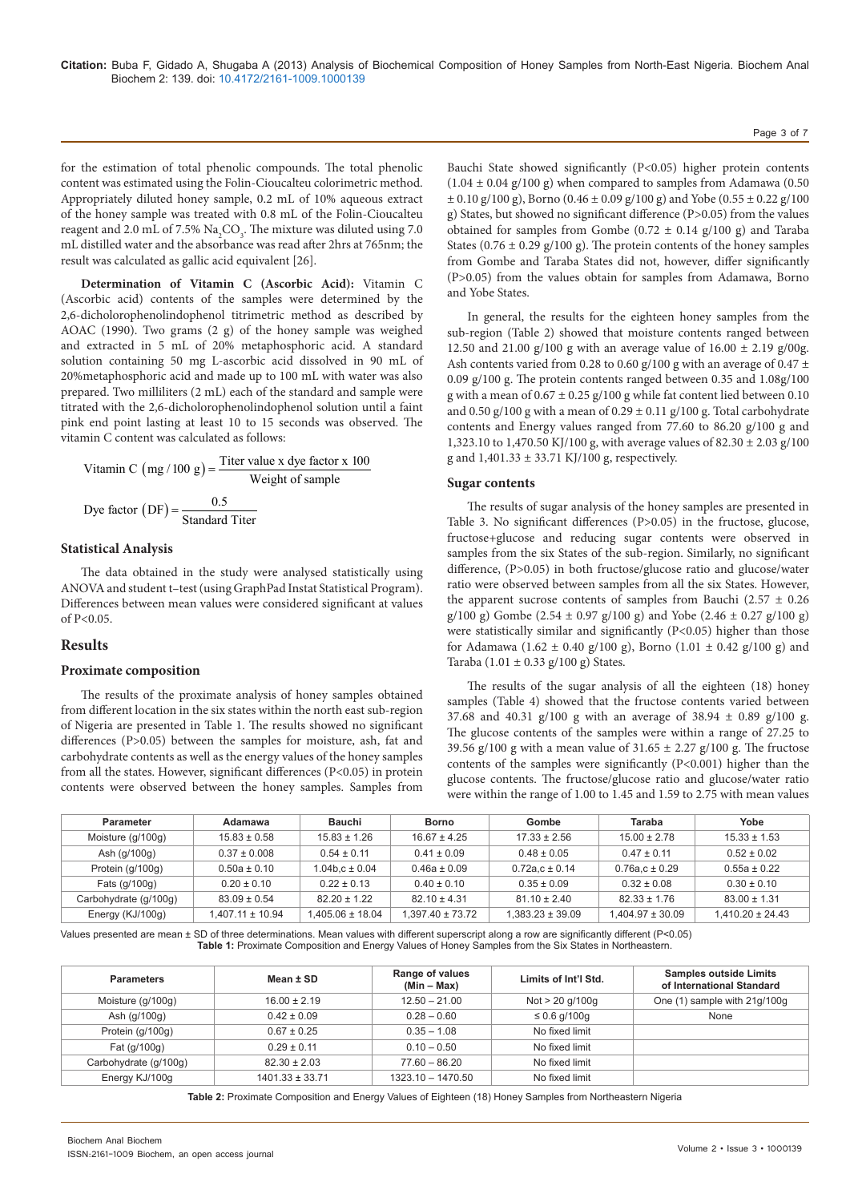for the estimation of total phenolic compounds. The total phenolic content was estimated using the Folin-Ciocalteu colorimetric method. Appropriately diluted honey sample, 0.2 mL of 10% aqueous extract of the honey sample was treated with 0.8 mL of the Folin-Ciocalteu reagent and 2.0 mL of 7.5% $Na_2CO_3$. The mixture was diluted using 7.0 mL distilled water and the absorbance was read after 2hrs at 765nm; the result was calculated as gallic acid equivalent [26].

**Determination of Vitamin C (Ascorbic Acid):** Vitamin C (Ascorbic acid) contents of the samples were determined by the 2,6-dicholorophenolindophenol titrimetric method as described by AOAC (1990). Two grams (2 g) of the honey sample was weighed and extracted in 5 mL of 20% metaphosphoric acid. A standard solution containing 50 mg L-ascorbic acid dissolved in 90 mL of 20%metaphosphoric acid and made up to 100 mL with water was also prepared. Two milliliters (2 mL) each of the standard and sample were titrated with the 2,6-dicholorophenolindophenol solution until a faint pink end point lasting at least 10 to 15 seconds was observed. The vitamin C content was calculated as follows:

$$\text{Vitamin C } (\text{mg}/100\text{ g}) = \frac{\text{Titer value x dye factor x 100}}{\text{Weight of sample}}$$

$$\text{Dye factor (DF)} = \frac{0.5}{\text{Standard Titer}}$$

### Statistical Analysis

The data obtained in the study were analysed statistically using ANOVA and student t–test (using GraphPad Instat Statistical Program). Differences between mean values were considered significant at values of P<0.05.

## Results

### Proximate composition

The results of the proximate analysis of honey samples obtained from different location in the six states within the north east sub-region of Nigeria are presented in Table 1. The results showed no significant differences (P>0.05) between the samples for moisture, ash, fat and carbohydrate contents as well as the energy values of the honey samples from all the states. However, significant differences (P<0.05) in protein contents were observed between the honey samples. Samples from Bauchi State showed significantly (P<0.05) higher protein contents (1.04 ± 0.04 g/100 g) when compared to samples from Adamawa (0.50 ± 0.10 g/100 g), Borno (0.46 ± 0.09 g/100 g) and Yobe (0.55 ± 0.22 g/100 g) States, but showed no significant difference (P>0.05) from the values obtained for samples from Gombe (0.72 ± 0.14 g/100 g) and Taraba States (0.76 ± 0.29 g/100 g). The protein contents of the honey samples from Gombe and Taraba States did not, however, differ significantly (P>0.05) from the values obtain for samples from Adamawa, Borno and Yobe States.

In general, the results for the eighteen honey samples from the sub-region (Table 2) showed that moisture contents ranged between 12.50 and 21.00 g/100 g with an average value of 16.00 ± 2.19 g/00g. Ash contents varied from 0.28 to 0.60 g/100 g with an average of 0.47 ± 0.09 g/100 g. The protein contents ranged between 0.35 and 1.08g/100 g with a mean of 0.67 ± 0.25 g/100 g while fat content lied between 0.10 and 0.50 g/100 g with a mean of 0.29 ± 0.11 g/100 g. Total carbohydrate contents and Energy values ranged from 77.60 to 86.20 g/100 g and 1,323.10 to 1,470.50 KJ/100 g, with average values of 82.30 ± 2.03 g/100 g and 1,401.33 ± 33.71 KJ/100 g, respectively.

### Sugar contents

The results of sugar analysis of the honey samples are presented in Table 3. No significant differences (P>0.05) in the fructose, glucose, fructose+glucose and reducing sugar contents were observed in samples from the six States of the sub-region. Similarly, no significant difference, (P>0.05) in both fructose/glucose ratio and glucose/water ratio were observed between samples from all the six States. However, the apparent sucrose contents of samples from Bauchi (2.57 ± 0.26 g/100 g) Gombe (2.54 ± 0.97 g/100 g) and Yobe (2.46 ± 0.27 g/100 g) were statistically similar and significantly (P<0.05) higher than those for Adamawa (1.62 ± 0.40 g/100 g), Borno (1.01 ± 0.42 g/100 g) and Taraba (1.01 ± 0.33 g/100 g) States.

The results of the sugar analysis of all the eighteen (18) honey samples (Table 4) showed that the fructose contents varied between 37.68 and 40.31 g/100 g with an average of 38.94 ± 0.89 g/100 g. The glucose contents of the samples were within a range of 27.25 to 39.56 g/100 g with a mean value of 31.65 ± 2.27 g/100 g. The fructose contents of the samples were significantly (P<0.001) higher than the glucose contents. The fructose/glucose ratio and glucose/water ratio were within the range of 1.00 to 1.45 and 1.59 to 2.75 with mean values

| Parameter | Adamawa | Bauchi | Borno | Gombe | Taraba | Yobe |
|---|---|---|---|---|---|---|
| Moisture (g/100g) | 15.83 ± 0.58 | 15.83 ± 1.26 | 16.67 ± 4.25 | 17.33 ± 2.56 | 15.00 ± 2.78 | 15.33 ± 1.53 |
| Ash (g/100g) | 0.37 ± 0.008 | 0.54 ± 0.11 | 0.41 ± 0.09 | 0.48 ± 0.05 | 0.47 ± 0.11 | 0.52 ± 0.02 |
| Protein (g/100g) | 0.50a ± 0.10 | 1.04b,c ± 0.04 | 0.46a ± 0.09 | 0.72a,c ± 0.14 | 0.76a,c ± 0.29 | 0.55a ± 0.22 |
| Fats (g/100g) | 0.20 ± 0.10 | 0.22 ± 0.13 | 0.40 ± 0.10 | 0.35 ± 0.09 | 0.32 ± 0.08 | 0.30 ± 0.10 |
| Carbohydrate (g/100g) | 83.09 ± 0.54 | 82.20 ± 1.22 | 82.10 ± 4.31 | 81.10 ± 2.40 | 82.33 ± 1.76 | 83.00 ± 1.31 |
| Energy (KJ/100g) | 1,407.11 ± 10.94 | 1,405.06 ± 18.04 | 1,397.40 ± 73.72 | 1,383.23 ± 39.09 | 1,404.97 ± 30.09 | 1,410.20 ± 24.43 |

Values presented are mean ± SD of three determinations. Mean values with different superscript along a row are significantly different (P<0.05)

**Table 1:** Proximate Composition and Energy Values of Honey Samples from the Six States in Northeastern.

| Parameters | Mean ± SD | Range of values (Min – Max) | Limits of Int'l Std. | Samples outside Limits of International Standard |
|---|---|---|---|---|
| Moisture (g/100g) | 16.00 ± 2.19 | 12.50 – 21.00 | Not > 20 g/100g | One (1) sample with 21g/100g |
| Ash (g/100g) | 0.42 ± 0.09 | 0.28 – 0.60 | ≤ 0.6 g/100g | None |
| Protein (g/100g) | 0.67 ± 0.25 | 0.35 – 1.08 | No fixed limit | |
| Fat (g/100g) | 0.29 ± 0.11 | 0.10 – 0.50 | No fixed limit | |
| Carbohydrate (g/100g) | 82.30 ± 2.03 | 77.60 – 86.20 | No fixed limit | |
| Energy KJ/100g | 1401.33 ± 33.71 | 1323.10 – 1470.50 | No fixed limit | |

**Table 2:** Proximate Composition and Energy Values of Eighteen (18) Honey Samples from Northeastern Nigeria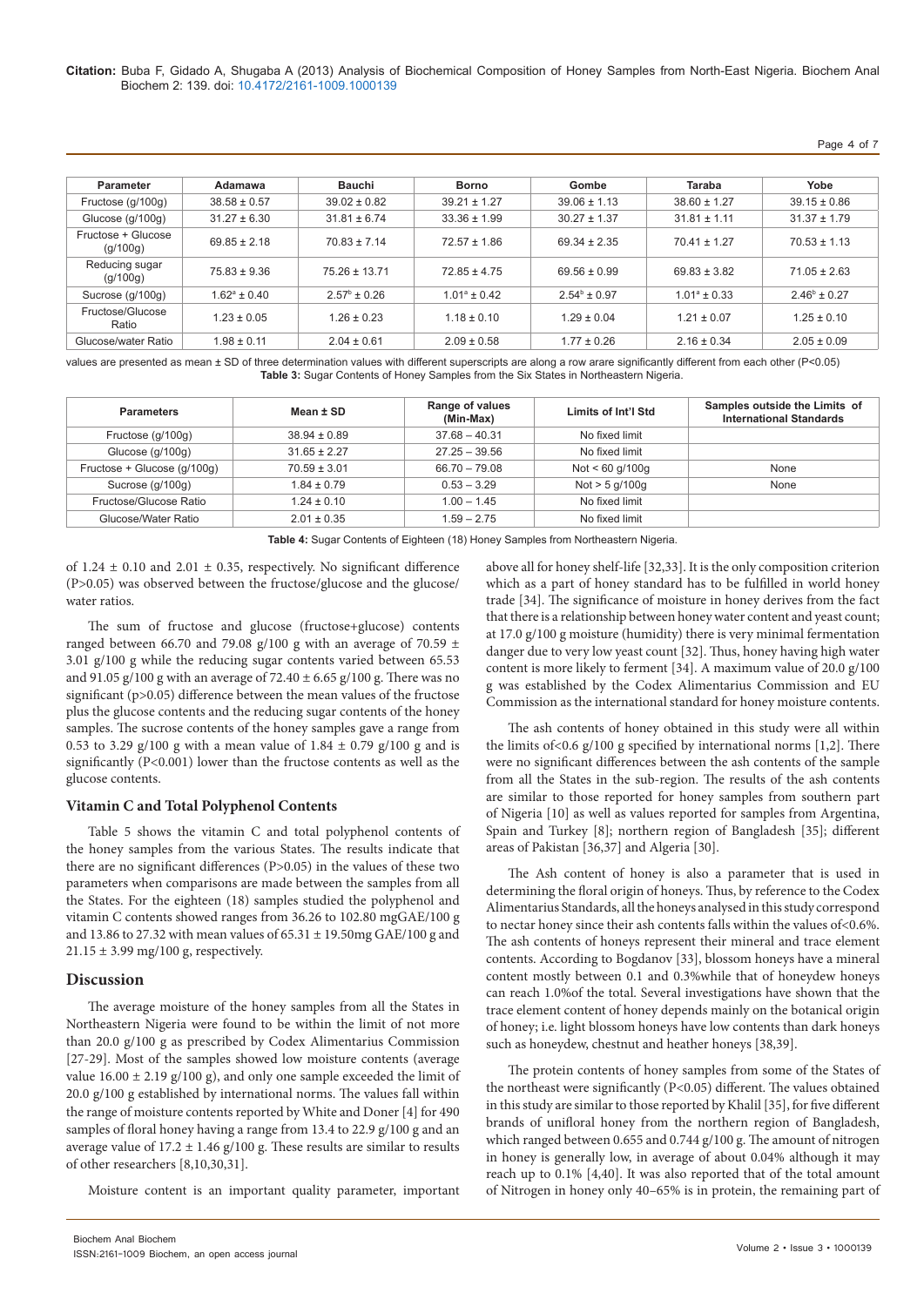| Parameter | Adamawa | Bauchi | Borno | Gombe | Taraba | Yobe |
|---|---|---|---|---|---|---|
| Fructose (g/100g) | 38.58 ± 0.57 | 39.02 ± 0.82 | 39.21 ± 1.27 | 39.06 ± 1.13 | 38.60 ± 1.27 | 39.15 ± 0.86 |
| Glucose (g/100g) | 31.27 ± 6.30 | 31.81 ± 6.74 | 33.36 ± 1.99 | 30.27 ± 1.37 | 31.81 ± 1.11 | 31.37 ± 1.79 |
| Fructose + Glucose (g/100g) | 69.85 ± 2.18 | 70.83 ± 7.14 | 72.57 ± 1.86 | 69.34 ± 2.35 | 70.41 ± 1.27 | 70.53 ± 1.13 |
| Reducing sugar (g/100g) | 75.83 ± 9.36 | 75.26 ± 13.71 | 72.85 ± 4.75 | 69.56 ± 0.99 | 69.83 ± 3.82 | 71.05 ± 2.63 |
| Sucrose (g/100g) | $1.62^a$ ± 0.40 | $2.57^b$ ± 0.26 | $1.01^a$ ± 0.42 | $2.54^b$ ± 0.97 | $1.01^a$ ± 0.33 | $2.46^b$ ± 0.27 |
| Fructose/Glucose Ratio | 1.23 ± 0.05 | 1.26 ± 0.23 | 1.18 ± 0.10 | 1.29 ± 0.04 | 1.21 ± 0.07 | 1.25 ± 0.10 |
| Glucose/water Ratio | 1.98 ± 0.11 | 2.04 ± 0.61 | 2.09 ± 0.58 | 1.77 ± 0.26 | 2.16 ± 0.34 | 2.05 ± 0.09 |

values are presented as mean ± SD of three determination values with different superscripts are along a row arare significantly different from each other (P<0.05)

**Table 3:** Sugar Contents of Honey Samples from the Six States in Northeastern Nigeria.

| Parameters | Mean ± SD | Range of values (Min-Max) | Limits of Int'l Std | Samples outside the Limits of International Standards |
|---|---|---|---|---|
| Fructose (g/100g) | 38.94 ± 0.89 | 37.68 – 40.31 | No fixed limit | |
| Glucose (g/100g) | 31.65 ± 2.27 | 27.25 – 39.56 | No fixed limit | |
| Fructose + Glucose (g/100g) | 70.59 ± 3.01 | 66.70 – 79.08 | Not < 60 g/100g | None |
| Sucrose (g/100g) | 1.84 ± 0.79 | 0.53 – 3.29 | Not > 5 g/100g | None |
| Fructose/Glucose Ratio | 1.24 ± 0.10 | 1.00 – 1.45 | No fixed limit | |
| Glucose/Water Ratio | 2.01 ± 0.35 | 1.59 – 2.75 | No fixed limit | |

**Table 4:** Sugar Contents of Eighteen (18) Honey Samples from Northeastern Nigeria.

of 1.24 ± 0.10 and 2.01 ± 0.35, respectively. No significant difference (P>0.05) was observed between the fructose/glucose and the glucose/water ratios.

The sum of fructose and glucose (fructose+glucose) contents ranged between 66.70 and 79.08 g/100 g with an average of 70.59 ± 3.01 g/100 g while the reducing sugar contents varied between 65.53 and 91.05 g/100 g with an average of 72.40 ± 6.65 g/100 g. There was no significant (p>0.05) difference between the mean values of the fructose plus the glucose contents and the reducing sugar contents of the honey samples. The sucrose contents of the honey samples gave a range from 0.53 to 3.29 g/100 g with a mean value of 1.84 ± 0.79 g/100 g and is significantly (P<0.001) lower than the fructose contents as well as the glucose contents.

### Vitamin C and Total Polyphenol Contents

Table 5 shows the vitamin C and total polyphenol contents of the honey samples from the various States. The results indicate that there are no significant differences (P>0.05) in the values of these two parameters when comparisons are made between the samples from all the States. For the eighteen (18) samples studied the polyphenol and vitamin C contents showed ranges from 36.26 to 102.80 mgGAE/100 g and 13.86 to 27.32 with mean values of 65.31 ± 19.50mg GAE/100 g and 21.15 ± 3.99 mg/100 g, respectively.

## Discussion

The average moisture of the honey samples from all the States in Northeastern Nigeria were found to be within the limit of not more than 20.0 g/100 g as prescribed by Codex Alimentarius Commission [27-29]. Most of the samples showed low moisture contents (average value 16.00 ± 2.19 g/100 g), and only one sample exceeded the limit of 20.0 g/100 g established by international norms. The values fall within the range of moisture contents reported by White and Doner [4] for 490 samples of floral honey having a range from 13.4 to 22.9 g/100 g and an average value of 17.2 ± 1.46 g/100 g. These results are similar to results of other researchers [8,10,30,31].

Moisture content is an important quality parameter, important above all for honey shelf-life [32,33]. It is the only composition criterion which as a part of honey standard has to be fulfilled in world honey trade [34]. The significance of moisture in honey derives from the fact that there is a relationship between honey water content and yeast count; at 17.0 g/100 g moisture (humidity) there is very minimal fermentation danger due to very low yeast count [32]. Thus, honey having high water content is more likely to ferment [34]. A maximum value of 20.0 g/100 g was established by the Codex Alimentarius Commission and EU Commission as the international standard for honey moisture contents.

The ash contents of honey obtained in this study were all within the limits of<0.6 g/100 g specified by international norms [1,2]. There were no significant differences between the ash contents of the sample from all the States in the sub-region. The results of the ash contents are similar to those reported for honey samples from southern part of Nigeria [10] as well as values reported for samples from Argentina, Spain and Turkey [8]; northern region of Bangladesh [35]; different areas of Pakistan [36,37] and Algeria [30].

The Ash content of honey is also a parameter that is used in determining the floral origin of honeys. Thus, by reference to the Codex Alimentarius Standards, all the honeys analysed in this study correspond to nectar honey since their ash contents falls within the values of<0.6%. The ash contents of honeys represent their mineral and trace element contents. According to Bogdanov [33], blossom honeys have a mineral content mostly between 0.1 and 0.3%while that of honeydew honeys can reach 1.0%of the total. Several investigations have shown that the trace element content of honey depends mainly on the botanical origin of honey; i.e. light blossom honeys have low contents than dark honeys such as honeydew, chestnut and heather honeys [38,39].

The protein contents of honey samples from some of the States of the northeast were significantly (P<0.05) different. The values obtained in this study are similar to those reported by Khalil [35], for five different brands of unifloral honey from the northern region of Bangladesh, which ranged between 0.655 and 0.744 g/100 g. The amount of nitrogen in honey is generally low, in average of about 0.04% although it may reach up to 0.1% [4,40]. It was also reported that of the total amount of Nitrogen in honey only 40–65% is in protein, the remaining part of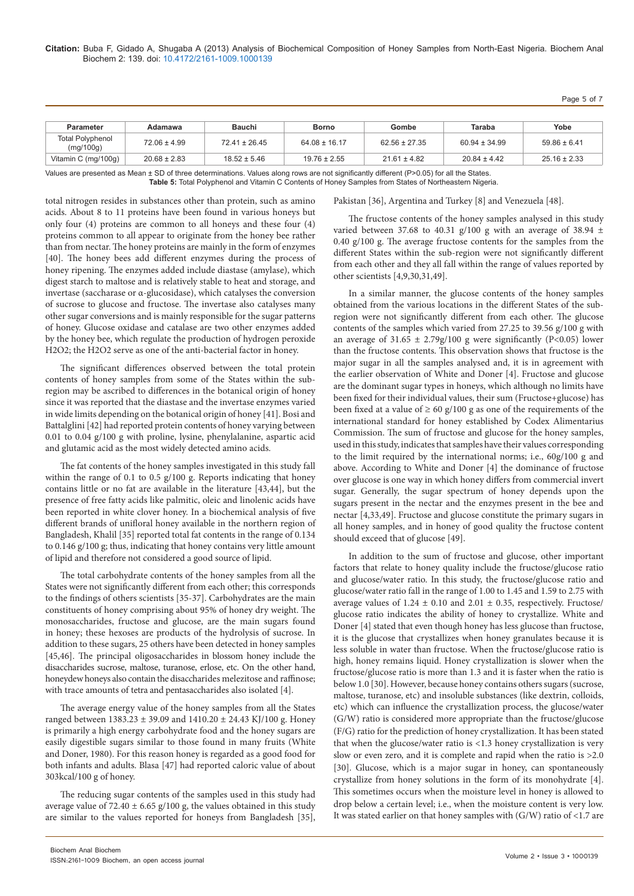| Parameter | Adamawa | Bauchi | Borno | Gombe | Taraba | Yobe |
|---|---|---|---|---|---|---|
| Total Polyphenol (mg/100g) | 72.06 ± 4.99 | 72.41 ± 26.45 | 64.08 ± 16.17 | 62.56 ± 27.35 | 60.94 ± 34.99 | 59.86 ± 6.41 |
| Vitamin C (mg/100g) | 20.68 ± 2.83 | 18.52 ± 5.46 | 19.76 ± 2.55 | 21.61 ± 4.82 | 20.84 ± 4.42 | 25.16 ± 2.33 |

Values are presented as Mean ± SD of three determinations. Values along rows are not significantly different (P>0.05) for all the States.

**Table 5:** Total Polyphenol and Vitamin C Contents of Honey Samples from States of Northeastern Nigeria.

total nitrogen resides in substances other than protein, such as amino acids. About 8 to 11 proteins have been found in various honeys but only four (4) proteins are common to all honeys and these four (4) proteins common to all appear to originate from the honey bee rather than from nectar. The honey proteins are mainly in the form of enzymes [40]. The honey bees add different enzymes during the process of honey ripening. The enzymes added include diastase (amylase), which digest starch to maltose and is relatively stable to heat and storage, and invertase (saccharase or α-glucosidase), which catalyses the conversion of sucrose to glucose and fructose. The invertase also catalyses many other sugar conversions and is mainly responsible for the sugar patterns of honey. Glucose oxidase and catalase are two other enzymes added by the honey bee, which regulate the production of hydrogen peroxide $H2O2$; the $H2O2$ serve as one of the anti-bacterial factor in honey.

The significant differences observed between the total protein contents of honey samples from some of the States within the sub-region may be ascribed to differences in the botanical origin of honey since it was reported that the diastase and the invertase enzymes varied in wide limits depending on the botanical origin of honey [41]. Bosi and Battalglini [42] had reported protein contents of honey varying between 0.01 to 0.04 g/100 g with proline, lysine, phenylalanine, aspartic acid and glutamic acid as the most widely detected amino acids.

The fat contents of the honey samples investigated in this study fall within the range of 0.1 to 0.5 g/100 g. Reports indicating that honey contains little or no fat are available in the literature [43,44], but the presence of free fatty acids like palmitic, oleic and linolenic acids have been reported in white clover honey. In a biochemical analysis of five different brands of unifloral honey available in the northern region of Bangladesh, Khalil [35] reported total fat contents in the range of 0.134 to 0.146 g/100 g; thus, indicating that honey contains very little amount of lipid and therefore not considered a good source of lipid.

The total carbohydrate contents of the honey samples from all the States were not significantly different from each other; this corresponds to the findings of others scientists [35-37]. Carbohydrates are the main constituents of honey comprising about 95% of honey dry weight. The monosaccharides, fructose and glucose, are the main sugars found in honey; these hexoses are products of the hydrolysis of sucrose. In addition to these sugars, 25 others have been detected in honey samples [45,46]. The principal oligosaccharides in blossom honey include the disaccharides sucrose, maltose, turanose, erlose, etc. On the other hand, honeydew honeys also contain the disaccharides melezitose and raffinose; with trace amounts of tetra and pentasaccharides also isolated [4].

The average energy value of the honey samples from all the States ranged between 1383.23 ± 39.09 and 1410.20 ± 24.43 KJ/100 g. Honey is primarily a high energy carbohydrate food and the honey sugars are easily digestible sugars similar to those found in many fruits (White and Doner, 1980). For this reason honey is regarded as a good food for both infants and adults. Blasa [47] had reported caloric value of about 303kcal/100 g of honey.

The reducing sugar contents of the samples used in this study had average value of 72.40 ± 6.65 g/100 g, the values obtained in this study are similar to the values reported for honeys from Bangladesh [35], Pakistan [36], Argentina and Turkey [8] and Venezuela [48].

The fructose contents of the honey samples analysed in this study varied between 37.68 to 40.31 g/100 g with an average of 38.94 ± 0.40 g/100 g. The average fructose contents for the samples from the different States within the sub-region were not significantly different from each other and they all fall within the range of values reported by other scientists [4,9,30,31,49].

In a similar manner, the glucose contents of the honey samples obtained from the various locations in the different States of the sub-region were not significantly different from each other. The glucose contents of the samples which varied from 27.25 to 39.56 g/100 g with an average of 31.65 ± 2.79g/100 g were significantly (P<0.05) lower than the fructose contents. This observation shows that fructose is the major sugar in all the samples analysed and, it is in agreement with the earlier observation of White and Doner [4]. Fructose and glucose are the dominant sugar types in honeys, which although no limits have been fixed for their individual values, their sum (Fructose+glucose) has been fixed at a value of ≥ 60 g/100 g as one of the requirements of the international standard for honey established by Codex Alimentarius Commission. The sum of fructose and glucose for the honey samples, used in this study, indicates that samples have their values corresponding to the limit required by the international norms; i.e., 60g/100 g and above. According to White and Doner [4] the dominance of fructose over glucose is one way in which honey differs from commercial invert sugar. Generally, the sugar spectrum of honey depends upon the sugars present in the nectar and the enzymes present in the bee and nectar [4,33,49]. Fructose and glucose constitute the primary sugars in all honey samples, and in honey of good quality the fructose content should exceed that of glucose [49].

In addition to the sum of fructose and glucose, other important factors that relate to honey quality include the fructose/glucose ratio and glucose/water ratio. In this study, the fructose/glucose ratio and glucose/water ratio fall in the range of 1.00 to 1.45 and 1.59 to 2.75 with average values of 1.24 ± 0.10 and 2.01 ± 0.35, respectively. Fructose/glucose ratio indicates the ability of honey to crystallize. White and Doner [4] stated that even though honey has less glucose than fructose, it is the glucose that crystallizes when honey granulates because it is less soluble in water than fructose. When the fructose/glucose ratio is high, honey remains liquid. Honey crystallization is slower when the fructose/glucose ratio is more than 1.3 and it is faster when the ratio is below 1.0 [30]. However, because honey contains others sugars (sucrose, maltose, turanose, etc) and insoluble substances (like dextrin, colloids, etc) which can influence the crystallization process, the glucose/water (G/W) ratio is considered more appropriate than the fructose/glucose (F/G) ratio for the prediction of honey crystallization. It has been stated that when the glucose/water ratio is <1.3 honey crystallization is very slow or even zero, and it is complete and rapid when the ratio is >2.0 [30]. Glucose, which is a major sugar in honey, can spontaneously crystallize from honey solutions in the form of its monohydrate [4]. This sometimes occurs when the moisture level in honey is allowed to drop below a certain level; i.e., when the moisture content is very low. It was stated earlier on that honey samples with (G/W) ratio of <1.7 are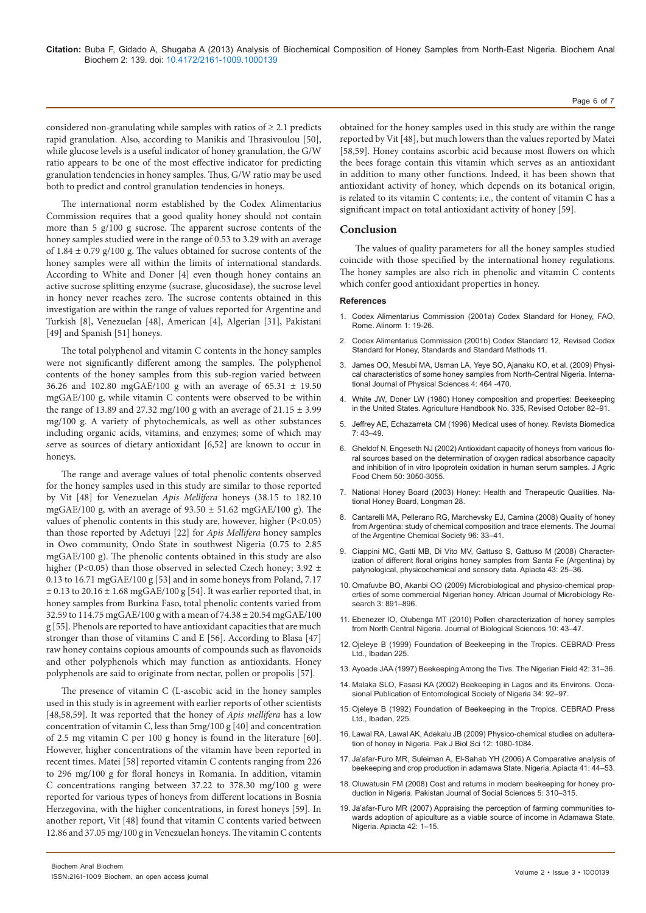considered non-granulating while samples with ratios of ≥ 2.1 predicts rapid granulation. Also, according to Manikis and Thrasivoulou [50], while glucose levels is a useful indicator of honey granulation, the G/W ratio appears to be one of the most effective indicator for predicting granulation tendencies in honey samples. Thus, G/W ratio may be used both to predict and control granulation tendencies in honeys.

The international norm established by the Codex Alimentarius Commission requires that a good quality honey should not contain more than 5 g/100 g sucrose. The apparent sucrose contents of the honey samples studied were in the range of 0.53 to 3.29 with an average of 1.84 ± 0.79 g/100 g. The values obtained for sucrose contents of the honey samples were all within the limits of international standards. According to White and Doner [4] even though honey contains an active sucrose splitting enzyme (sucrase, glucosidase), the sucrose level in honey never reaches zero. The sucrose contents obtained in this investigation are within the range of values reported for Argentine and Turkish [8], Venezuelan [48], American [4], Algerian [31], Pakistani [49] and Spanish [51] honeys.

The total polyphenol and vitamin C contents in the honey samples were not significantly different among the samples. The polyphenol contents of the honey samples from this sub-region varied between 36.26 and 102.80 mgGAE/100 g with an average of 65.31 ± 19.50 mgGAE/100 g, while vitamin C contents were observed to be within the range of 13.89 and 27.32 mg/100 g with an average of 21.15 ± 3.99 mg/100 g. A variety of phytochemicals, as well as other substances including organic acids, vitamins, and enzymes; some of which may serve as sources of dietary antioxidant [6,52] are known to occur in honeys.

The range and average values of total phenolic contents observed for the honey samples used in this study are similar to those reported by Vit [48] for Venezuelan *Apis Mellifera* honeys (38.15 to 182.10 mgGAE/100 g, with an average of 93.50 ± 51.62 mgGAE/100 g). The values of phenolic contents in this study are, however, higher ($P<0.05$) than those reported by Adetuyi [22] for *Apis Mellifera* honey samples in Owo community, Ondo State in southwest Nigeria (0.75 to 2.85 mgGAE/100 g). The phenolic contents obtained in this study are also higher ($P<0.05$) than those observed in selected Czech honey; 3.92 ± 0.13 to 16.71 mgGAE/100 g [53] and in some honeys from Poland, 7.17 ± 0.13 to 20.16 ± 1.68 mgGAE/100 g [54]. It was earlier reported that, in honey samples from Burkina Faso, total phenolic contents varied from 32.59 to 114.75 mgGAE/100 g with a mean of 74.38 ± 20.54 mgGAE/100 g [55]. Phenols are reported to have antioxidant capacities that are much stronger than those of vitamins C and E [56]. According to Blasa [47] raw honey contains copious amounts of compounds such as flavonoids and other polyphenols which may function as antioxidants. Honey polyphenols are said to originate from nectar, pollen or propolis [57].

The presence of vitamin C (L-ascobic acid in the honey samples used in this study is in agreement with earlier reports of other scientists [48,58,59]. It was reported that the honey of *Apis mellifera* has a low concentration of vitamin C, less than 5mg/100 g [40] and concentration of 2.5 mg vitamin C per 100 g honey is found in the literature [60]. However, higher concentrations of the vitamin have been reported in recent times. Matei [58] reported vitamin C contents ranging from 226 to 296 mg/100 g for floral honeys in Romania. In addition, vitamin C concentrations ranging between 37.22 to 378.30 mg/100 g were reported for various types of honeys from different locations in Bosnia Herzegovina, with the higher concentrations, in forest honeys [59]. In another report, Vit [48] found that vitamin C contents varied between 12.86 and 37.05 mg/100 g in Venezuelan honeys. The vitamin C contents obtained for the honey samples used in this study are within the range reported by Vit [48], but much lowers than the values reported by Matei [58,59]. Honey contains ascorbic acid because most flowers on which the bees forage contain this vitamin which serves as an antioxidant in addition to many other functions. Indeed, it has been shown that antioxidant activity of honey, which depends on its botanical origin, is related to its vitamin C contents; i.e., the content of vitamin C has a significant impact on total antioxidant activity of honey [59].

## Conclusion

The values of quality parameters for all the honey samples studied coincide with those specified by the international honey regulations. The honey samples are also rich in phenolic and vitamin C contents which confer good antioxidant properties in honey.

### References

1. Codex Alimentarius Commission (2001a) Codex Standard for Honey, FAO, Rome. Alinorm 1: 19-26.
2. Codex Alimentarius Commission (2001b) Codex Standard 12, Revised Codex Standard for Honey, Standards and Standard Methods 11.
3. James OO, Mesubi MA, Usman LA, Yeye SO, Ajanaku KO, et al. (2009) Physical characteristics of some honey samples from North-Central Nigeria. International Journal of Physical Sciences 4: 464 -470.
4. White JW, Doner LW (1980) Honey composition and properties: Beekeeping in the United States. Agriculture Handbook No. 335, Revised October 82–91.
5. Jeffrey AE, Echazarreta CM (1996) Medical uses of honey. Revista Biomedica 7: 43–49.
6. Gheldof N, Engeseth NJ (2002) Antioxidant capacity of honeys from various floral sources based on the determination of oxygen radical absorbance capacity and inhibition of in vitro lipoprotein oxidation in human serum samples. J Agric Food Chem 50: 3050-3055.
7. National Honey Board (2003) Honey: Health and Therapeutic Qualities. National Honey Board, Longman 28.
8. Cantarelli MA, Pellerano RG, Marchevsky EJ, Camina (2008) Quality of honey from Argentina: study of chemical composition and trace elements. The Journal of the Argentine Chemical Society 96: 33–41.
9. Ciappini MC, Gatti MB, Di Vito MV, Gattuso S, Gattuso M (2008) Characterization of different floral origins honey samples from Santa Fe (Argentina) by palynological, physicochemical and sensory data. Apiacta 43: 25–36.
10. Omafuvbe BO, Akanbi OO (2009) Microbiological and physico-chemical properties of some commercial Nigerian honey. African Journal of Microbiology Research 3: 891–896.
11. Ebenezer IO, Olubenga MT (2010) Pollen characterization of honey samples from North Central Nigeria. Journal of Biological Sciences 10: 43–47.
12. Ojeleye B (1999) Foundation of Beekeeping in the Tropics. CEBRAD Press Ltd., Ibadan 225.
13. Ayoade JAA (1997) Beekeeping Among the Tivs. The Nigerian Field 42: 31–36.
14. Malaka SLO, Fasasi KA (2002) Beekeeping in Lagos and its Environs. Occasional Publication of Entomological Society of Nigeria 34: 92–97.
15. Ojeleye B (1992) Foundation of Beekeeping in the Tropics. CEBRAD Press Ltd., Ibadan, 225.
16. Lawal RA, Lawal AK, Adekalu JB (2009) Physico-chemical studies on adulteration of honey in Nigeria. Pak J Biol Sci 12: 1080-1084.
17. Ja'afar-Furo MR, Suleiman A, El-Sahab YH (2006) A Comparative analysis of beekeeping and crop production in adamawa State, Nigeria. Apiacta 41: 44–53.
18. Oluwatusin FM (2008) Cost and returns in modern beekeeping for honey production in Nigeria. Pakistan Journal of Social Sciences 5: 310–315.
19. Ja'afar-Furo MR (2007) Appraising the perception of farming communities towards adoption of apiculture as a viable source of income in Adamawa State, Nigeria. Apiacta 42: 1–15.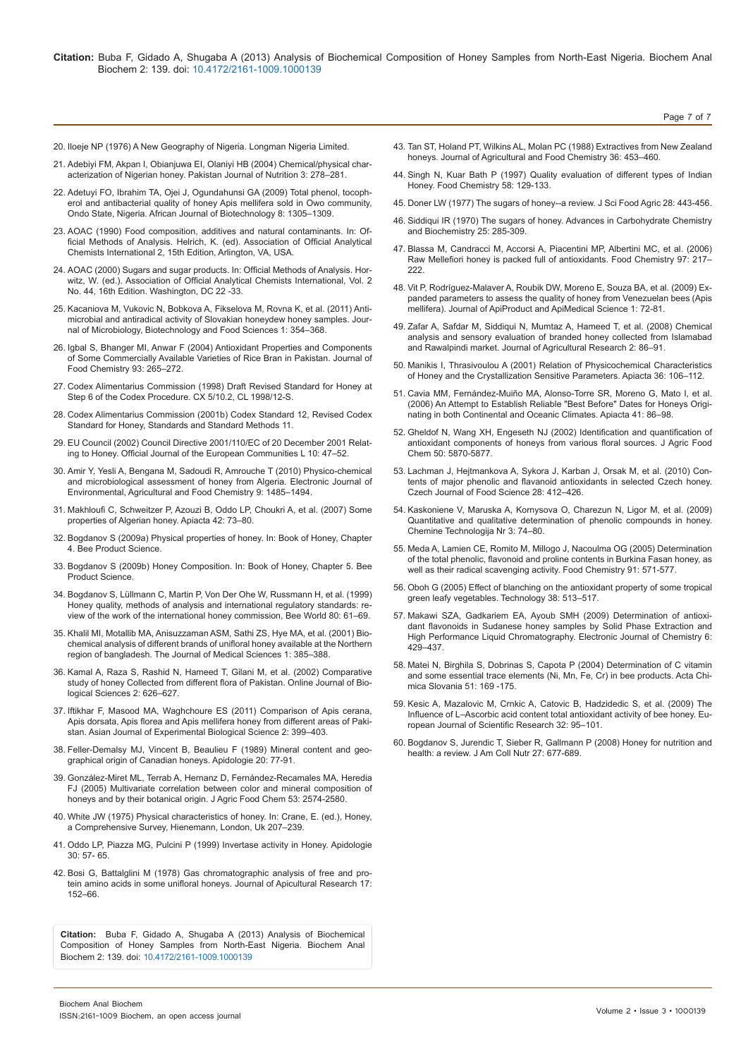20. Iloeje NP (1976) A New Geography of Nigeria. Longman Nigeria Limited.

21. Adebiyi FM, Akpan I, Obianjuwa EI, Olaniyi HB (2004) Chemical/physical characterization of Nigerian honey. Pakistan Journal of Nutrition 3: 278–281.

22. Adetuyi FO, Ibrahim TA, Ojei J, Ogundahunsi GA (2009) Total phenol, tocopherol and antibacterial quality of honey Apis mellifera sold in Owo community, Ondo State, Nigeria. African Journal of Biotechnology 8: 1305–1309.

23. AOAC (1990) Food composition, additives and natural contaminants. In: Official Methods of Analysis. Helrich, K. (ed). Association of Official Analytical Chemists International 2, 15th Edition, Arlington, VA, USA.

24. AOAC (2000) Sugars and sugar products. In: Official Methods of Analysis. Horwitz, W. (ed.). Association of Official Analytical Chemists International, Vol. 2 No. 44, 16th Edition. Washington, DC 22 -33.

25. Kacaniova M, Vukovic N, Bobkova A, Fikselova M, Rovna K, et al. (2011) Antimicrobial and antiradical activity of Slovakian honeydew honey samples. Journal of Microbiology, Biotechnology and Food Sciences 1: 354–368.

26. Igbal S, Bhanger MI, Anwar F (2004) Antioxidant Properties and Components of Some Commercially Available Varieties of Rice Bran in Pakistan. Journal of Food Chemistry 93: 265–272.

27. Codex Alimentarius Commission (1998) Draft Revised Standard for Honey at Step 6 of the Codex Procedure. CX 5/10.2, CL 1998/12-S.

28. Codex Alimentarius Commission (2001b) Codex Standard 12, Revised Codex Standard for Honey, Standards and Standard Methods 11.

29. EU Council (2002) Council Directive 2001/110/EC of 20 December 2001 Relating to Honey. Official Journal of the European Communities L 10: 47–52.

30. Amir Y, Yesli A, Bengana M, Sadoudi R, Amrouche T (2010) Physico-chemical and microbiological assessment of honey from Algeria. Electronic Journal of Environmental, Agricultural and Food Chemistry 9: 1485–1494.

31. Makhloufi C, Schweitzer P, Azouzi B, Oddo LP, Choukri A, et al. (2007) Some properties of Algerian honey. Apiacta 42: 73–80.

32. Bogdanov S (2009a) Physical properties of honey. In: Book of Honey, Chapter 4. Bee Product Science.

33. Bogdanov S (2009b) Honey Composition. In: Book of Honey, Chapter 5. Bee Product Science.

34. Bogdanov S, Lüllmann C, Martin P, Von Der Ohe W, Russmann H, et al. (1999) Honey quality, methods of analysis and international regulatory standards: review of the work of the international honey commission, Bee World 80: 61–69.

35. Khalil MI, Motallib MA, Anisuzzaman ASM, Sathi ZS, Hye MA, et al. (2001) Biochemical analysis of different brands of unifloral honey available at the Northern region of bangladesh. The Journal of Medical Sciences 1: 385–388.

36. Kamal A, Raza S, Rashid N, Hameed T, Gilani M, et al. (2002) Comparative study of honey Collected from different flora of Pakistan. Online Journal of Biological Sciences 2: 626–627.

37. Iftikhar F, Masood MA, Waghchoure ES (2011) Comparison of Apis cerana, Apis dorsata, Apis florea and Apis mellifera honey from different areas of Pakistan. Asian Journal of Experimental Biological Science 2: 399–403.

38. Feller-Demalsy MJ, Vincent B, Beaulieu F (1989) Mineral content and geographical origin of Canadian honeys. Apidologie 20: 77-91.

39. González-Miret ML, Terrab A, Hernanz D, Fernández-Recamales MA, Heredia FJ (2005) Multivariate correlation between color and mineral composition of honeys and by their botanical origin. J Agric Food Chem 53: 2574-2580.

40. White JW (1975) Physical characteristics of honey. In: Crane, E. (ed.), Honey, a Comprehensive Survey, Hienemann, London, Uk 207–239.

41. Oddo LP, Piazza MG, Pulcini P (1999) Invertase activity in Honey. Apidologie 30: 57- 65.

42. Bosi G, Battalglini M (1978) Gas chromatographic analysis of free and protein amino acids in some unifloral honeys. Journal of Apicultural Research 17: 152–66.

43. Tan ST, Holand PT, Wilkins AL, Molan PC (1988) Extractives from New Zealand honeys. Journal of Agricultural and Food Chemistry 36: 453–460.

44. Singh N, Kuar Bath P (1997) Quality evaluation of different types of Indian Honey. Food Chemistry 58: 129-133.

45. Doner LW (1977) The sugars of honey--a review. J Sci Food Agric 28: 443-456.

46. Siddiqui IR (1970) The sugars of honey. Advances in Carbohydrate Chemistry and Biochemistry 25: 285-309.

47. Blassa M, Candracci M, Accorsi A, Piacentini MP, Albertini MC, et al. (2006) Raw Mellefiori honey is packed full of antioxidants. Food Chemistry 97: 217–222.

48. Vit P, Rodríguez-Malaver A, Roubik DW, Moreno E, Souza BA, et al. (2009) Expanded parameters to assess the quality of honey from Venezuelan bees (Apis mellifera). Journal of ApiProduct and ApiMedical Science 1: 72-81.

49. Zafar A, Safdar M, Siddiqui N, Mumtaz A, Hameed T, et al. (2008) Chemical analysis and sensory evaluation of branded honey collected from Islamabad and Rawalpindi market. Journal of Agricultural Research 2: 86–91.

50. Manikis I, Thrasivoulou A (2001) Relation of Physicochemical Characteristics of Honey and the Crystallization Sensitive Parameters. Apiacta 36: 106–112.

51. Cavia MM, Fernández-Muiño MA, Alonso-Torre SR, Moreno G, Mato I, et al. (2006) An Attempt to Establish Reliable "Best Before" Dates for Honeys Originating in both Continental and Oceanic Climates. Apiacta 41: 86–98.

52. Gheldof N, Wang XH, Engeseth NJ (2002) Identification and quantification of antioxidant components of honeys from various floral sources. J Agric Food Chem 50: 5870-5877.

53. Lachman J, Hejtmankova A, Sykora J, Karban J, Orsak M, et al. (2010) Contents of major phenolic and flavanoid antioxidants in selected Czech honey. Czech Journal of Food Science 28: 412–426.

54. Kaskoniene V, Maruska A, Kornysova O, Charezun N, Ligor M, et al. (2009) Quantitative and qualitative determination of phenolic compounds in honey. Chemine Technologija Nr 3: 74–80.

55. Meda A, Lamien CE, Romito M, Millogo J, Nacoulma OG (2005) Determination of the total phenolic, flavonoid and proline contents in Burkina Fasan honey, as well as their radical scavenging activity. Food Chemistry 91: 571-577.

56. Oboh G (2005) Effect of blanching on the antioxidant property of some tropical green leafy vegetables. Technology 38: 513–517.

57. Makawi SZA, Gadkariem EA, Ayoub SMH (2009) Determination of antioxidant flavonoids in Sudanese honey samples by Solid Phase Extraction and High Performance Liquid Chromatography. Electronic Journal of Chemistry 6: 429–437.

58. Matei N, Birghila S, Dobrinas S, Capota P (2004) Determination of C vitamin and some essential trace elements (Ni, Mn, Fe, Cr) in bee products. Acta Chimica Slovania 51: 169 -175.

59. Kesic A, Mazalovic M, Crnkic A, Catovic B, Hadzidedic S, et al. (2009) The Influence of L–Ascorbic acid content total antioxidant activity of bee honey. European Journal of Scientific Research 32: 95–101.

60. Bogdanov S, Jurendic T, Sieber R, Gallmann P (2008) Honey for nutrition and health: a review. J Am Coll Nutr 27: 677-689.

**Citation:** Buba F, Gidado A, Shugaba A (2013) Analysis of Biochemical Composition of Honey Samples from North-East Nigeria. Biochem Anal Biochem 2: 139. doi: 10.4172/2161-1009.1000139